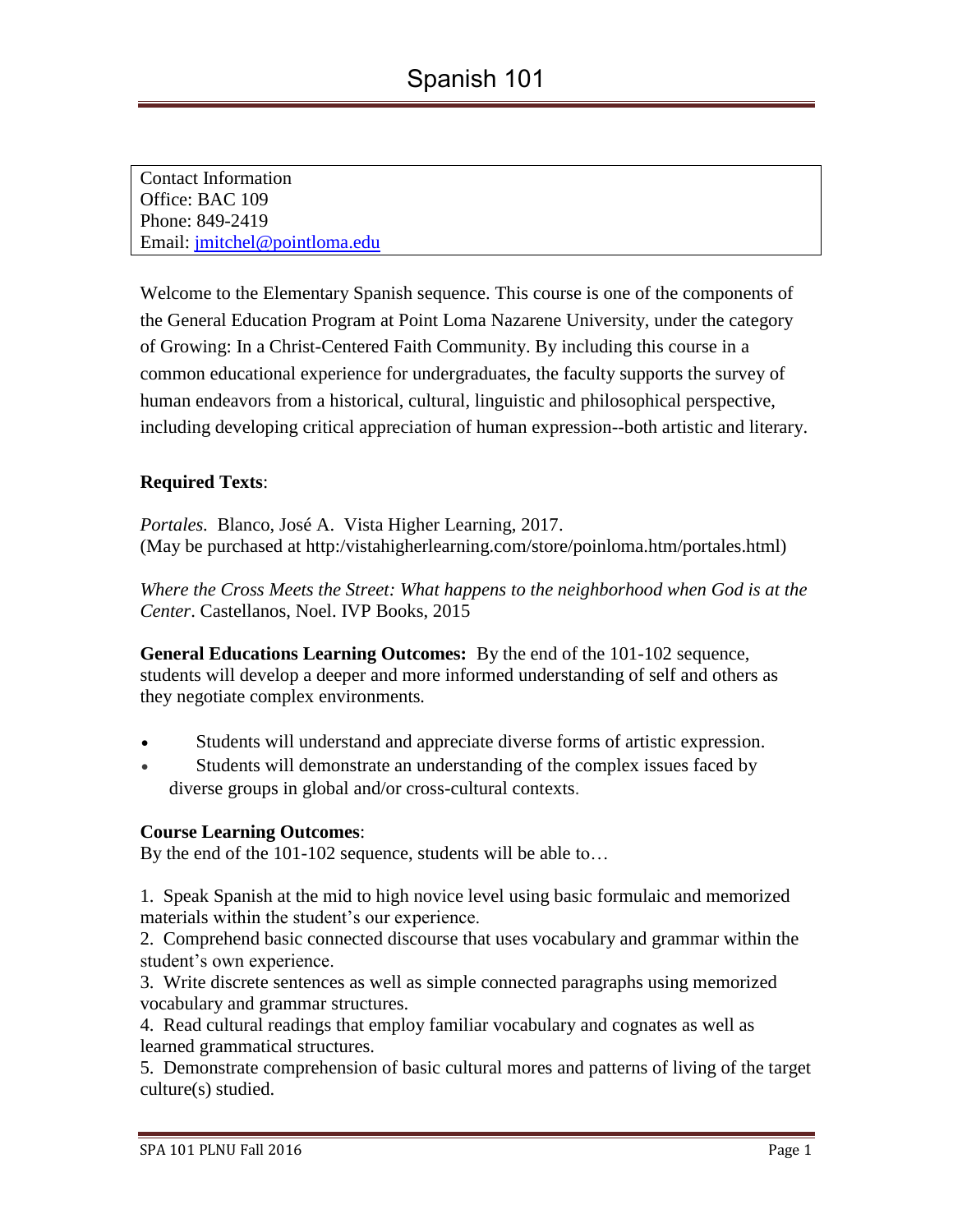# Spanish 101

Contact Information
Office: BAC 109
Phone: 849-2419
Email: jmitchel@pointloma.edu

Welcome to the Elementary Spanish sequence. This course is one of the components of the General Education Program at Point Loma Nazarene University, under the category of Growing: In a Christ-Centered Faith Community. By including this course in a common educational experience for undergraduates, the faculty supports the survey of human endeavors from a historical, cultural, linguistic and philosophical perspective, including developing critical appreciation of human expression--both artistic and literary.

**Required Texts**:

*Portales.* Blanco, José A. Vista Higher Learning, 2017.
(May be purchased at http:/vistahigherlearning.com/store/poinloma.htm/portales.html)

*Where the Cross Meets the Street: What happens to the neighborhood when God is at the Center*. Castellanos, Noel. IVP Books, 2015

**General Educations Learning Outcomes:** By the end of the 101-102 sequence, students will develop a deeper and more informed understanding of self and others as they negotiate complex environments.

- Students will understand and appreciate diverse forms of artistic expression.
- Students will demonstrate an understanding of the complex issues faced by diverse groups in global and/or cross-cultural contexts.

**Course Learning Outcomes**:
By the end of the 101-102 sequence, students will be able to…

1. Speak Spanish at the mid to high novice level using basic formulaic and memorized materials within the student's our experience.
2. Comprehend basic connected discourse that uses vocabulary and grammar within the student's own experience.
3. Write discrete sentences as well as simple connected paragraphs using memorized vocabulary and grammar structures.
4. Read cultural readings that employ familiar vocabulary and cognates as well as learned grammatical structures.
5. Demonstrate comprehension of basic cultural mores and patterns of living of the target culture(s) studied.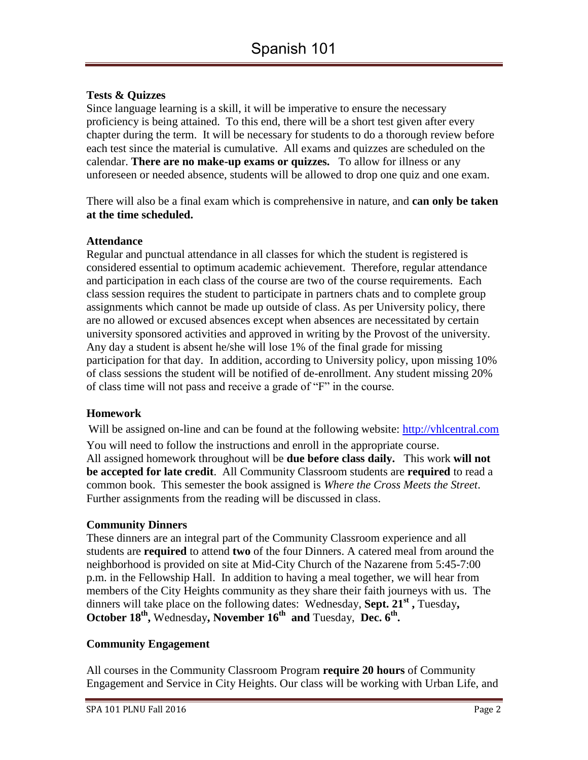**Tests & Quizzes**

Since language learning is a skill, it will be imperative to ensure the necessary proficiency is being attained. To this end, there will be a short test given after every chapter during the term. It will be necessary for students to do a thorough review before each test since the material is cumulative. All exams and quizzes are scheduled on the calendar. **There are no make-up exams or quizzes.** To allow for illness or any unforeseen or needed absence, students will be allowed to drop one quiz and one exam.

There will also be a final exam which is comprehensive in nature, and **can only be taken at the time scheduled.**

**Attendance**

Regular and punctual attendance in all classes for which the student is registered is considered essential to optimum academic achievement. Therefore, regular attendance and participation in each class of the course are two of the course requirements. Each class session requires the student to participate in partners chats and to complete group assignments which cannot be made up outside of class. As per University policy, there are no allowed or excused absences except when absences are necessitated by certain university sponsored activities and approved in writing by the Provost of the university. Any day a student is absent he/she will lose 1% of the final grade for missing participation for that day. In addition, according to University policy, upon missing 10% of class sessions the student will be notified of de-enrollment. Any student missing 20% of class time will not pass and receive a grade of "F" in the course.

**Homework**

Will be assigned on-line and can be found at the following website: [http://vhlcentral.com](http://vhlcentral.com)

You will need to follow the instructions and enroll in the appropriate course. All assigned homework throughout will be **due before class daily.** This work **will not be accepted for late credit**. All Community Classroom students are **required** to read a common book. This semester the book assigned is *Where the Cross Meets the Street*. Further assignments from the reading will be discussed in class.

**Community Dinners**

These dinners are an integral part of the Community Classroom experience and all students are **required** to attend **two** of the four Dinners. A catered meal from around the neighborhood is provided on site at Mid-City Church of the Nazarene from 5:45-7:00 p.m. in the Fellowship Hall. In addition to having a meal together, we will hear from members of the City Heights community as they share their faith journeys with us. The dinners will take place on the following dates: Wednesday, **Sept. 21st ,** Tuesday**, October 18th,** Wednesday**, November 16th and** Tuesday, **Dec. 6th.**

**Community Engagement**

All courses in the Community Classroom Program **require 20 hours** of Community Engagement and Service in City Heights. Our class will be working with Urban Life, and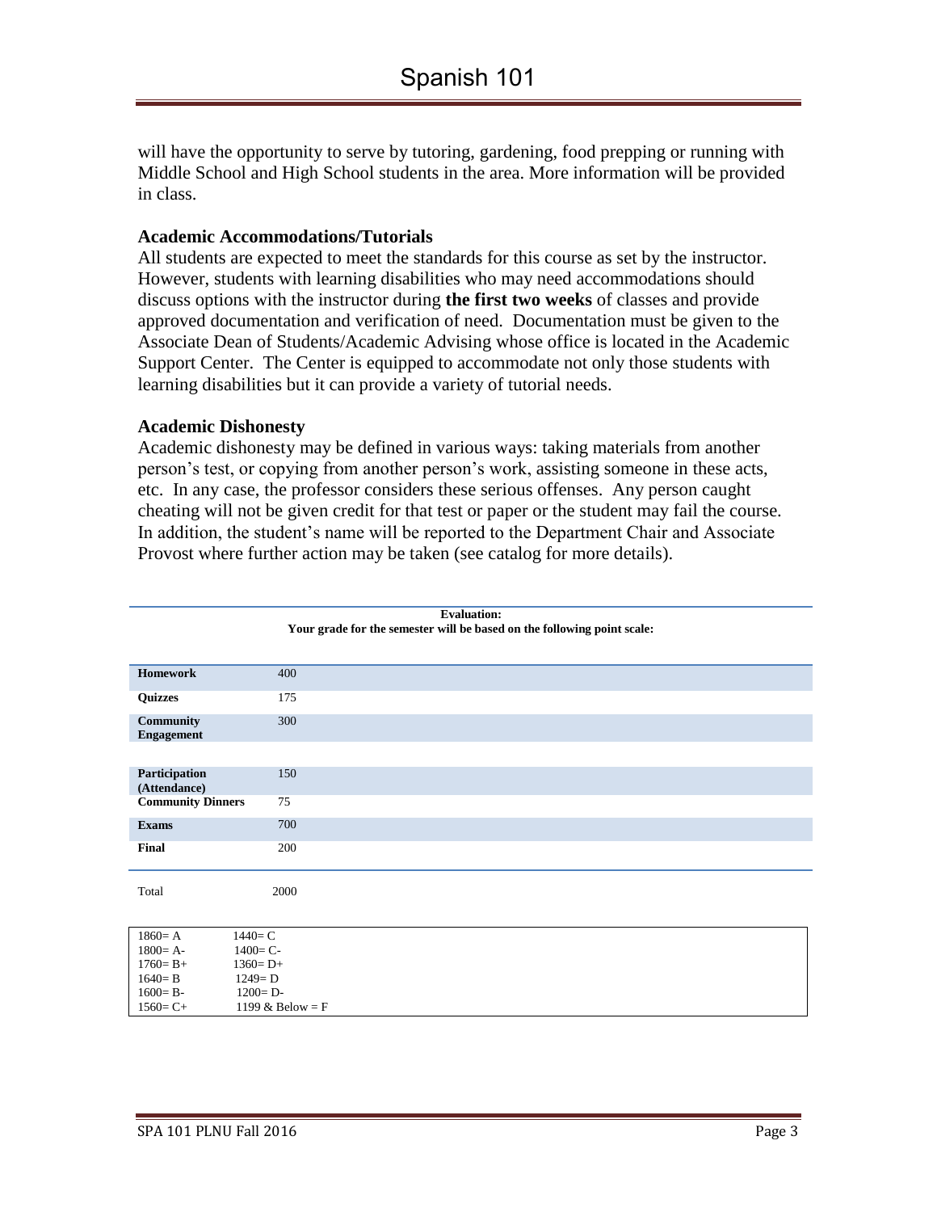will have the opportunity to serve by tutoring, gardening, food prepping or running with Middle School and High School students in the area. More information will be provided in class.

### Academic Accommodations/Tutorials

All students are expected to meet the standards for this course as set by the instructor. However, students with learning disabilities who may need accommodations should discuss options with the instructor during **the first two weeks** of classes and provide approved documentation and verification of need. Documentation must be given to the Associate Dean of Students/Academic Advising whose office is located in the Academic Support Center. The Center is equipped to accommodate not only those students with learning disabilities but it can provide a variety of tutorial needs.

### Academic Dishonesty

Academic dishonesty may be defined in various ways: taking materials from another person's test, or copying from another person's work, assisting someone in these acts, etc. In any case, the professor considers these serious offenses. Any person caught cheating will not be given credit for that test or paper or the student may fail the course. In addition, the student's name will be reported to the Department Chair and Associate Provost where further action may be taken (see catalog for more details).

**Evaluation:**
**Your grade for the semester will be based on the following point scale:**

| | |
|---|---|
| **Homework** | 400 |
| **Quizzes** | 175 |
| **Community Engagement** | 300 |
| **Participation (Attendance)** | 150 |
| **Community Dinners** | 75 |
| **Exams** | 700 |
| **Final** | 200 |
| Total | 2000 |

| | |
|---|---|
| 1860= A | 1440= C |
| 1800= A- | 1400= C- |
| 1760= B+ | 1360= D+ |
| 1640= B | 1249= D |
| 1600= B- | 1200= D- |
| 1560= C+ | 1199 & Below = F |